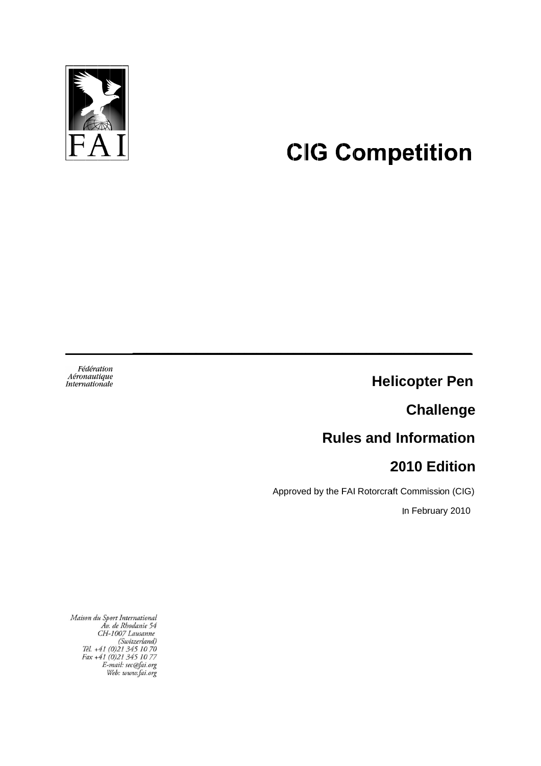FAI

# CIG Competition

Fédération
Aéronautique
Internationale

## Helicopter Pen

## Challenge

## Rules and Information

## 2010 Edition

Approved by the FAI Rotorcraft Commission (CIG)

In February 2010

*Maison du Sport International*
*Av. de Rhodanie 54*
*CH-1007 Lausanne*
*(Switzerland)*
*Tél. +41 (0)21 345 10 70*
*Fax +41 (0)21 345 10 77*
*E-mail: sec@fai.org*
*Web: www.fai.org*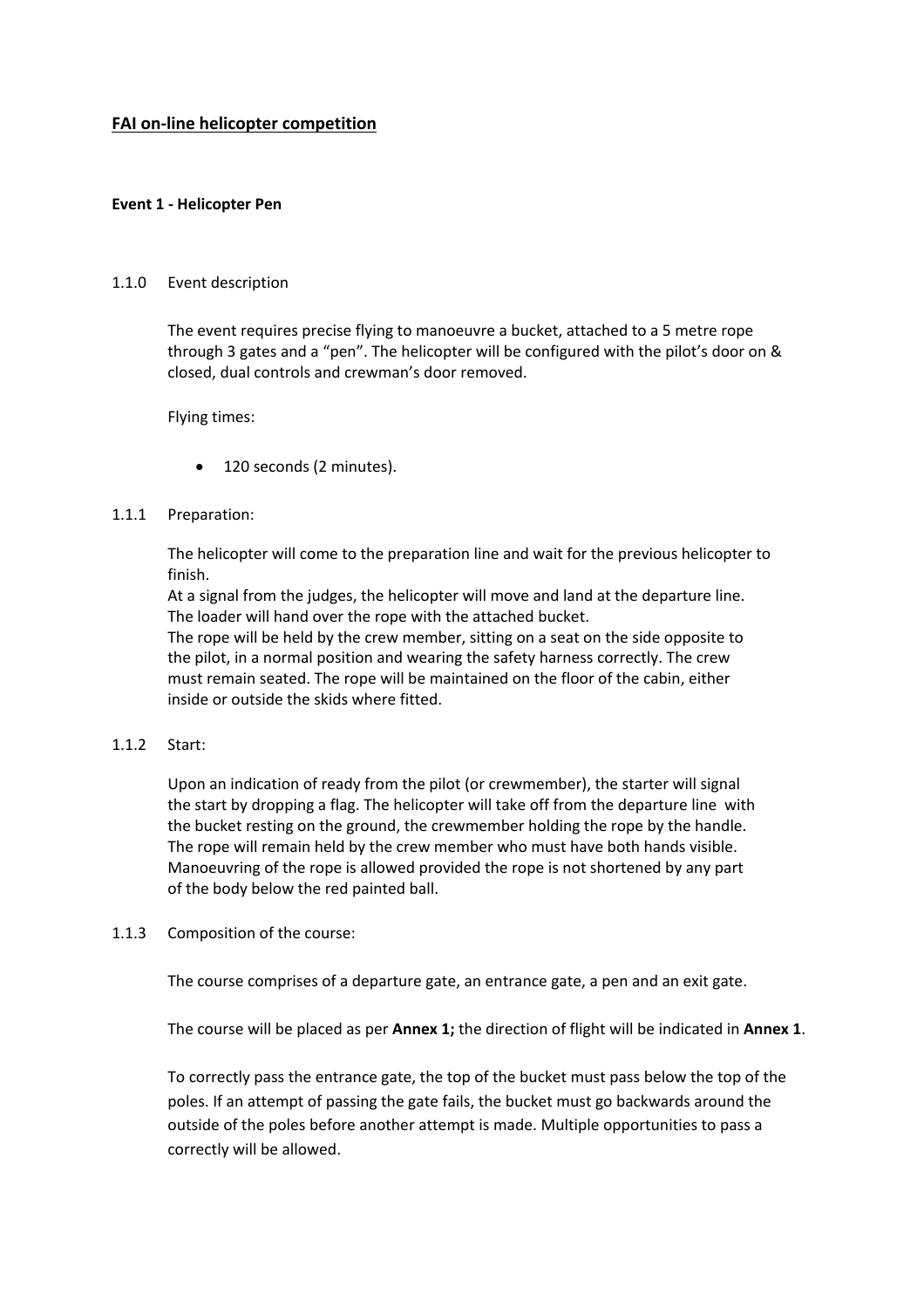# FAI on-line helicopter competition

**Event 1 - Helicopter Pen**

1.1.0 Event description

The event requires precise flying to manoeuvre a bucket, attached to a 5 metre rope through 3 gates and a "pen". The helicopter will be configured with the pilot's door on & closed, dual controls and crewman's door removed.

Flying times:

- 120 seconds (2 minutes).

1.1.1 Preparation:

The helicopter will come to the preparation line and wait for the previous helicopter to finish.
At a signal from the judges, the helicopter will move and land at the departure line.
The loader will hand over the rope with the attached bucket.
The rope will be held by the crew member, sitting on a seat on the side opposite to the pilot, in a normal position and wearing the safety harness correctly. The crew must remain seated. The rope will be maintained on the floor of the cabin, either inside or outside the skids where fitted.

1.1.2 Start:

Upon an indication of ready from the pilot (or crewmember), the starter will signal the start by dropping a flag. The helicopter will take off from the departure line with the bucket resting on the ground, the crewmember holding the rope by the handle. The rope will remain held by the crew member who must have both hands visible. Manoeuvring of the rope is allowed provided the rope is not shortened by any part of the body below the red painted ball.

1.1.3 Composition of the course:

The course comprises of a departure gate, an entrance gate, a pen and an exit gate.

The course will be placed as per **Annex 1;** the direction of flight will be indicated in **Annex 1**.

To correctly pass the entrance gate, the top of the bucket must pass below the top of the poles. If an attempt of passing the gate fails, the bucket must go backwards around the outside of the poles before another attempt is made. Multiple opportunities to pass a correctly will be allowed.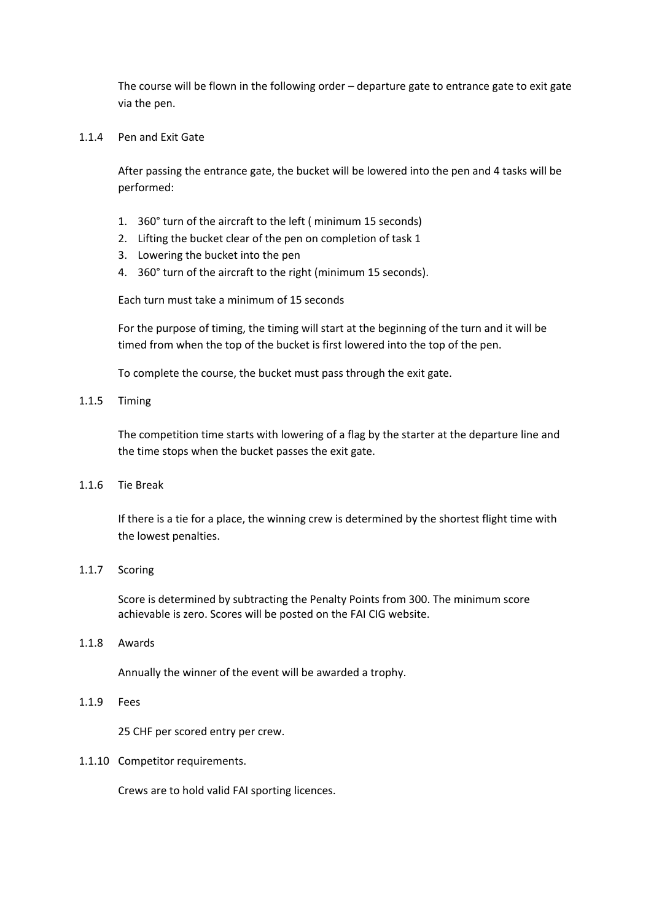The course will be flown in the following order – departure gate to entrance gate to exit gate via the pen.

### 1.1.4 Pen and Exit Gate

After passing the entrance gate, the bucket will be lowered into the pen and 4 tasks will be performed:

1. 360° turn of the aircraft to the left ( minimum 15 seconds)
2. Lifting the bucket clear of the pen on completion of task 1
3. Lowering the bucket into the pen
4. 360° turn of the aircraft to the right (minimum 15 seconds).

Each turn must take a minimum of 15 seconds

For the purpose of timing, the timing will start at the beginning of the turn and it will be timed from when the top of the bucket is first lowered into the top of the pen.

To complete the course, the bucket must pass through the exit gate.

### 1.1.5 Timing

The competition time starts with lowering of a flag by the starter at the departure line and the time stops when the bucket passes the exit gate.

### 1.1.6 Tie Break

If there is a tie for a place, the winning crew is determined by the shortest flight time with the lowest penalties.

### 1.1.7 Scoring

Score is determined by subtracting the Penalty Points from 300. The minimum score achievable is zero. Scores will be posted on the FAI CIG website.

### 1.1.8 Awards

Annually the winner of the event will be awarded a trophy.

### 1.1.9 Fees

25 CHF per scored entry per crew.

### 1.1.10 Competitor requirements.

Crews are to hold valid FAI sporting licences.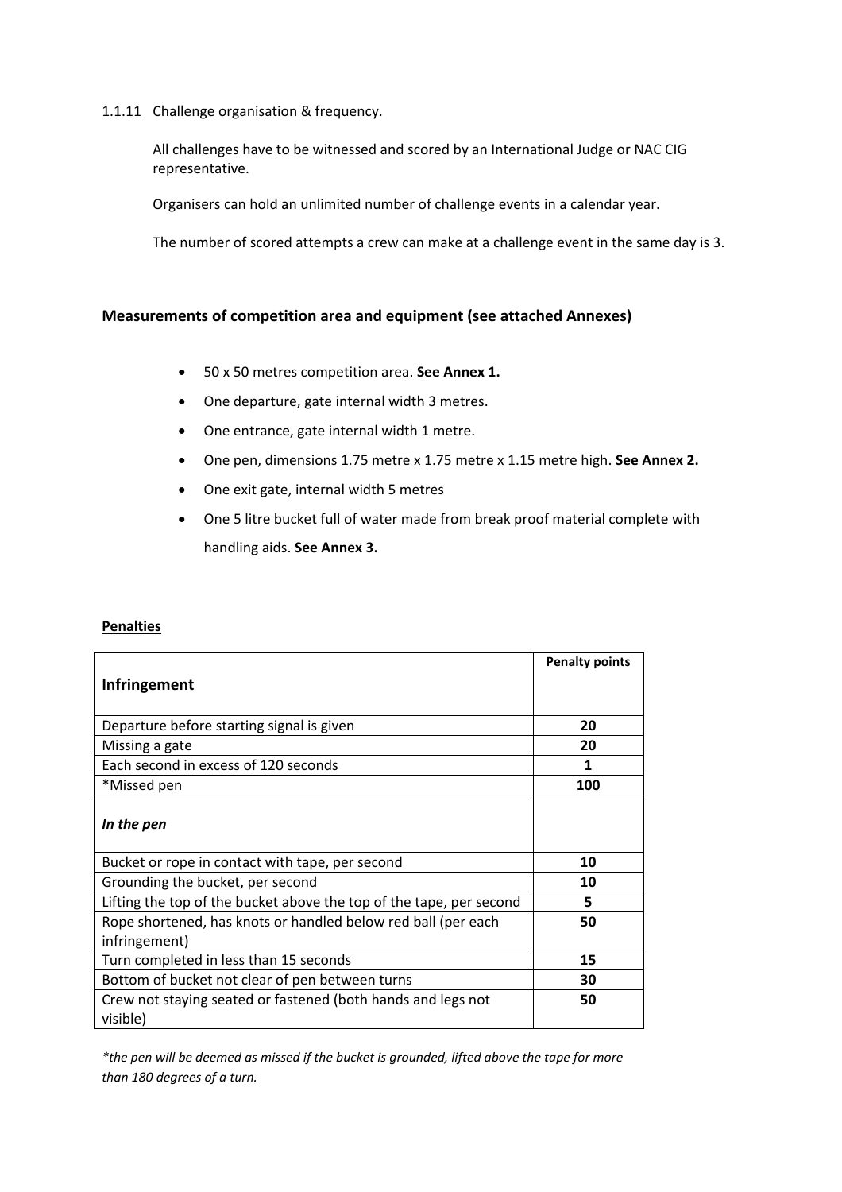1.1.11 Challenge organisation & frequency.

All challenges have to be witnessed and scored by an International Judge or NAC CIG representative.

Organisers can hold an unlimited number of challenge events in a calendar year.

The number of scored attempts a crew can make at a challenge event in the same day is 3.

## Measurements of competition area and equipment (see attached Annexes)

- 50 x 50 metres competition area. **See Annex 1.**
- One departure, gate internal width 3 metres.
- One entrance, gate internal width 1 metre.
- One pen, dimensions 1.75 metre x 1.75 metre x 1.15 metre high. **See Annex 2.**
- One exit gate, internal width 5 metres
- One 5 litre bucket full of water made from break proof material complete with handling aids. **See Annex 3.**

**Penalties**

| **Infringement** | **Penalty points** |
|---|---|
| Departure before starting signal is given | **20** |
| Missing a gate | **20** |
| Each second in excess of 120 seconds | **1** |
| *Missed pen | **100** |
| ***In the pen*** | |
| Bucket or rope in contact with tape, per second | **10** |
| Grounding the bucket, per second | **10** |
| Lifting the top of the bucket above the top of the tape, per second | **5** |
| Rope shortened, has knots or handled below red ball (per each infringement) | **50** |
| Turn completed in less than 15 seconds | **15** |
| Bottom of bucket not clear of pen between turns | **30** |
| Crew not staying seated or fastened (both hands and legs not visible) | **50** |

*\*the pen will be deemed as missed if the bucket is grounded, lifted above the tape for more than 180 degrees of a turn.*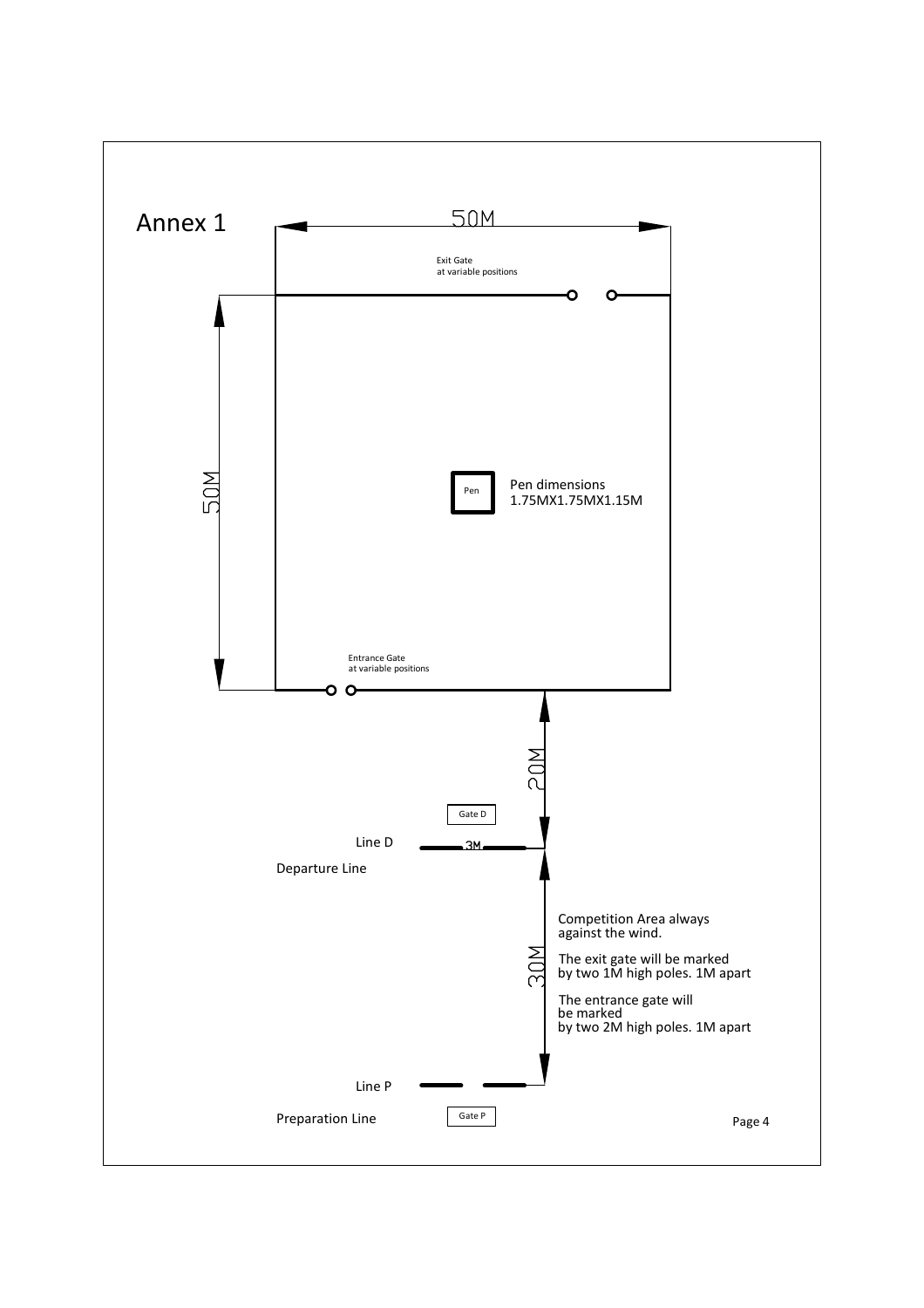# Annex 1

50M

Exit Gate
at variable positions

50M

Pen

Pen dimensions
1.75MX1.75MX1.15M

Entrance Gate
at variable positions

20M

Gate D

Line D

3M

Departure Line

Competition Area always against the wind.

30M

The exit gate will be marked by two 1M high poles. 1M apart

The entrance gate will be marked by two 2M high poles. 1M apart

Line P

Preparation Line

Gate P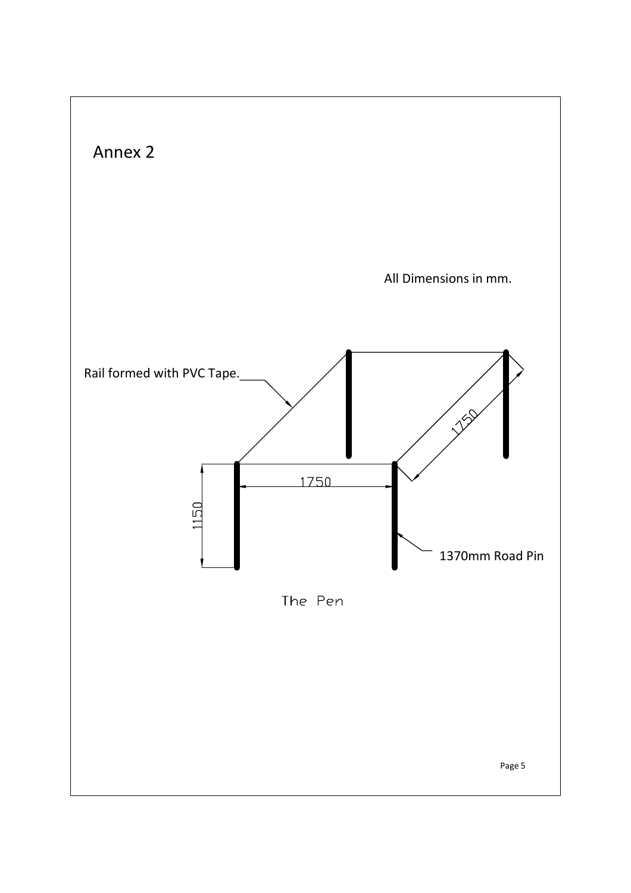# Annex 2

All Dimensions in mm.

Rail formed with PVC Tape.

1750

1750

1150

1370mm Road Pin

The Pen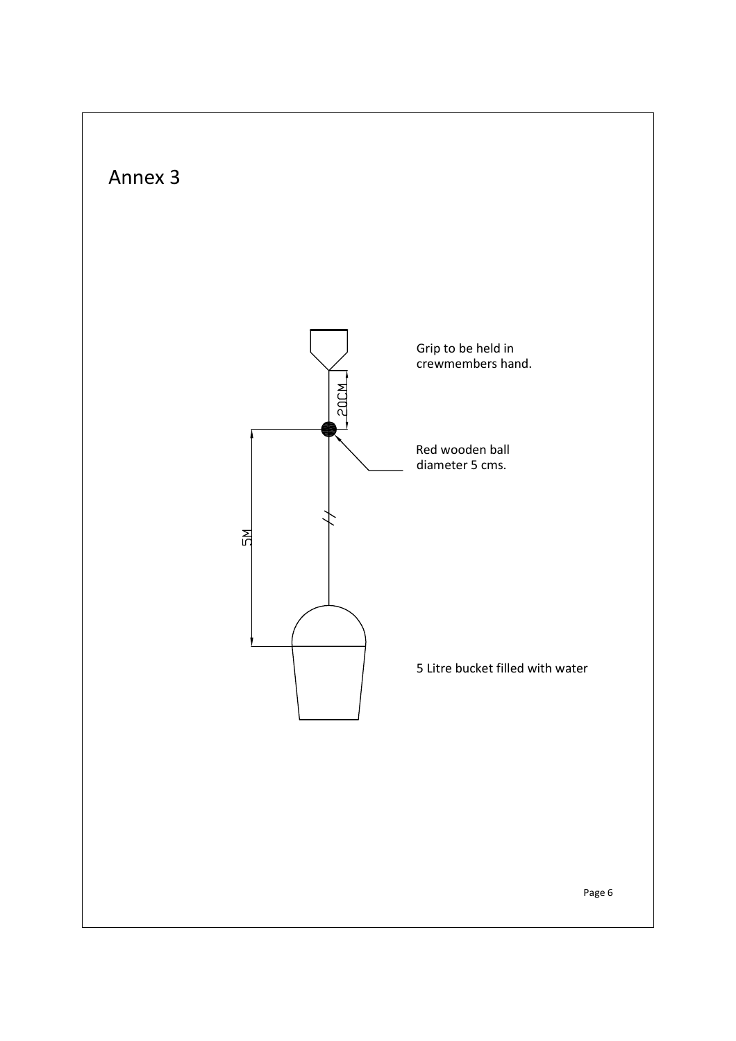# Annex 3

Grip to be held in crewmembers hand.

20CM

Red wooden ball diameter 5 cms.

5M

5 Litre bucket filled with water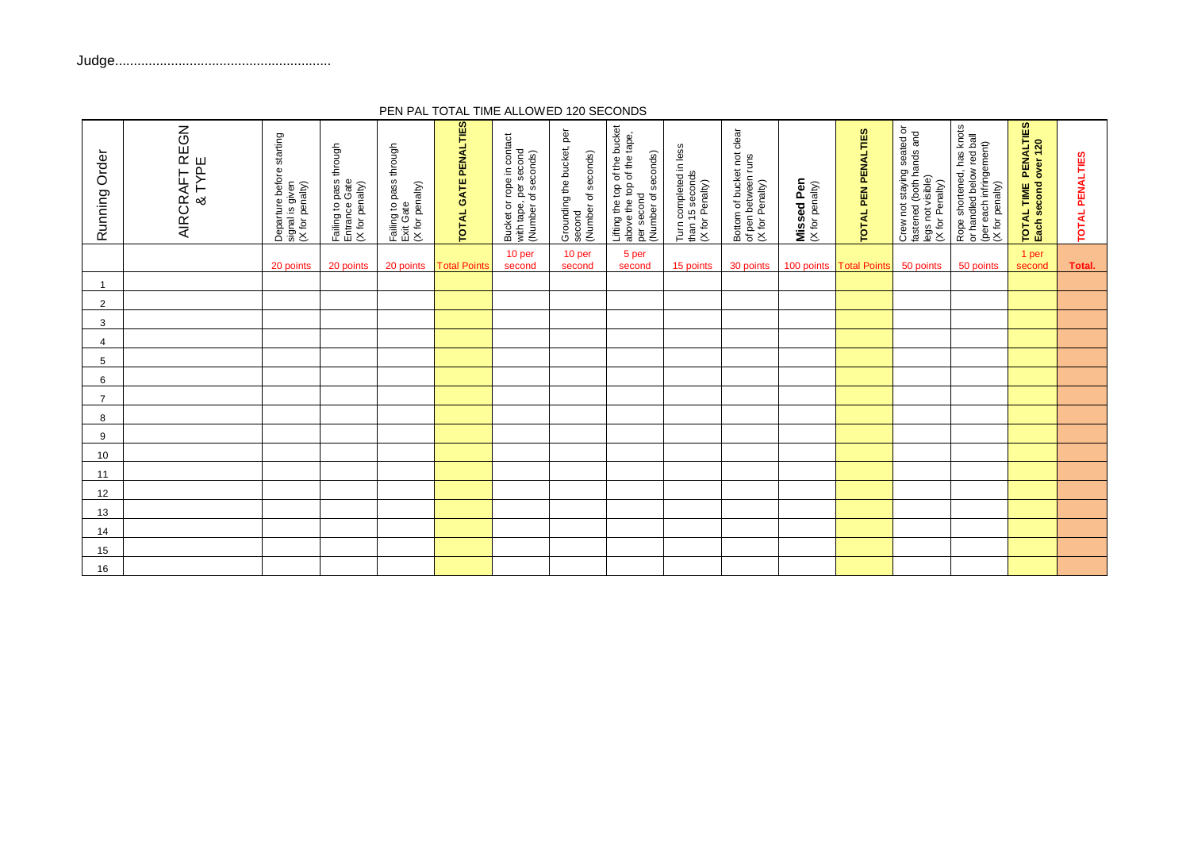Judge..........................................................

PEN PAL TOTAL TIME ALLOWED 120 SECONDS

| Running Order | AIRCRAFT REGN & TYPE | Departure before starting signal is given (X for penalty) | Failing to pass through Entrance Gate (X for penalty) | Failing to pass through Exit Gate (X for penalty) | TOTAL GATE PENALTIES | Bucket or rope in contact with tape, per second (Number of seconds) | Grounding the bucket, per second (Number of seconds) | Lifting the top of the bucket above the top of the tape, per second (Number of seconds) | Turn completed in less than 15 seconds (X for Penalty) | Bottom of bucket not clear of pen between runs (X for Penalty) | **Missed Pen** (X for penalty) | TOTAL PEN PENALTIES | Crew not staying seated or fastened (both hands and legs not visible) (X for Penalty) | Rope shortened, has knots or handled below red ball (per each infringement) (X for penalty) | TOTAL TIME PENALTIES Each second over 120 | TOTAL PENALTIES |
|---|---|---|---|---|---|---|---|---|---|---|---|---|---|---|---|---|
| | | 20 points | 20 points | 20 points | Total Points | 10 per second | 10 per second | 5 per second | 15 points | 30 points | 100 points | Total Points | 50 points | 50 points | 1 per second | Total. |
| 1 | | | | | | | | | | | | | | | | |
| 2 | | | | | | | | | | | | | | | | |
| 3 | | | | | | | | | | | | | | | | |
| 4 | | | | | | | | | | | | | | | | |
| 5 | | | | | | | | | | | | | | | | |
| 6 | | | | | | | | | | | | | | | | |
| 7 | | | | | | | | | | | | | | | | |
| 8 | | | | | | | | | | | | | | | | |
| 9 | | | | | | | | | | | | | | | | |
| 10 | | | | | | | | | | | | | | | | |
| 11 | | | | | | | | | | | | | | | | |
| 12 | | | | | | | | | | | | | | | | |
| 13 | | | | | | | | | | | | | | | | |
| 14 | | | | | | | | | | | | | | | | |
| 15 | | | | | | | | | | | | | | | | |
| 16 | | | | | | | | | | | | | | | | |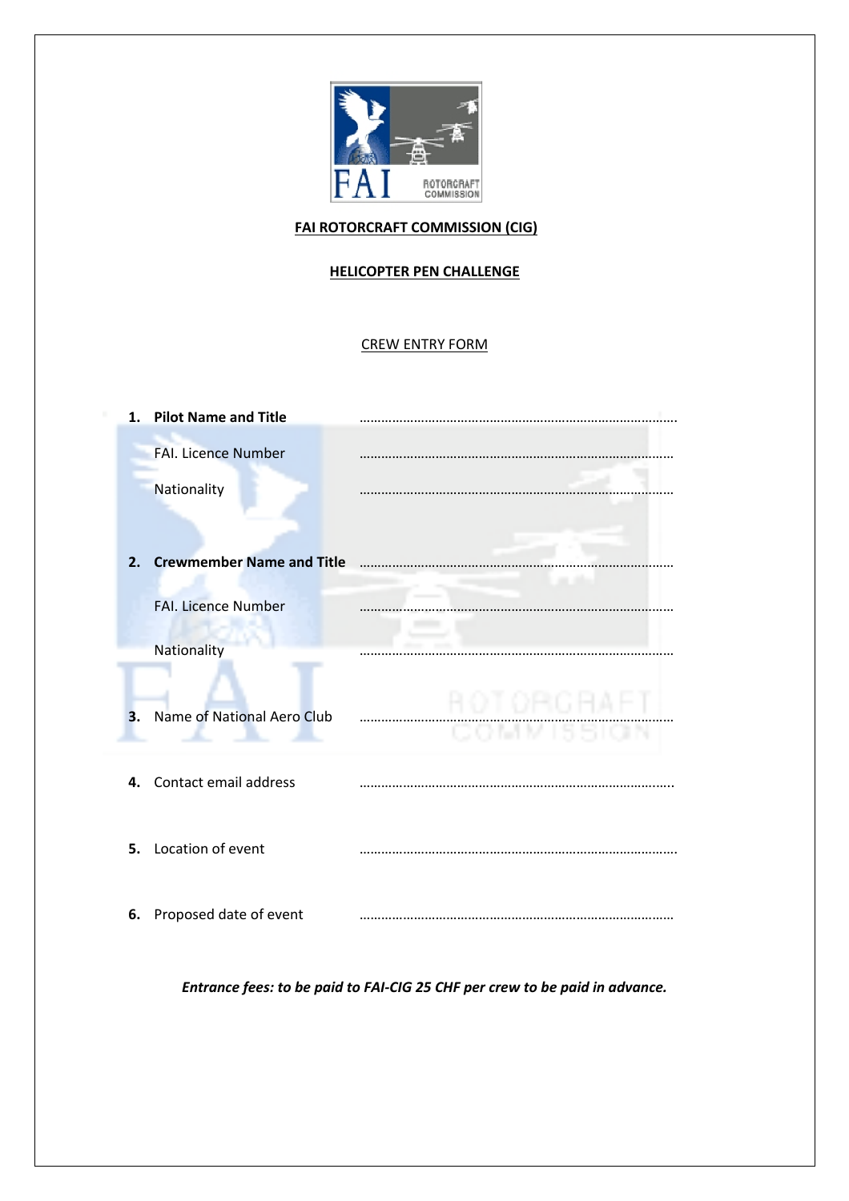**FAI ROTORCRAFT COMMISSION (CIG)**

**HELICOPTER PEN CHALLENGE**

CREW ENTRY FORM

1. **Pilot Name and Title** ………………………………………………………………………………
   FAI. Licence Number ………………………………………………………………………………
   Nationality ………………………………………………………………………………

2. **Crewmember Name and Title** ………………………………………………………………………………
   FAI. Licence Number ………………………………………………………………………………
   Nationality ………………………………………………………………………………

3. Name of National Aero Club ………………………………………………………………………………

4. Contact email address ………………………………………………………………………………

5. Location of event ………………………………………………………………………………

6. Proposed date of event ………………………………………………………………………………

***Entrance fees: to be paid to FAI-CIG 25 CHF per crew to be paid in advance.***